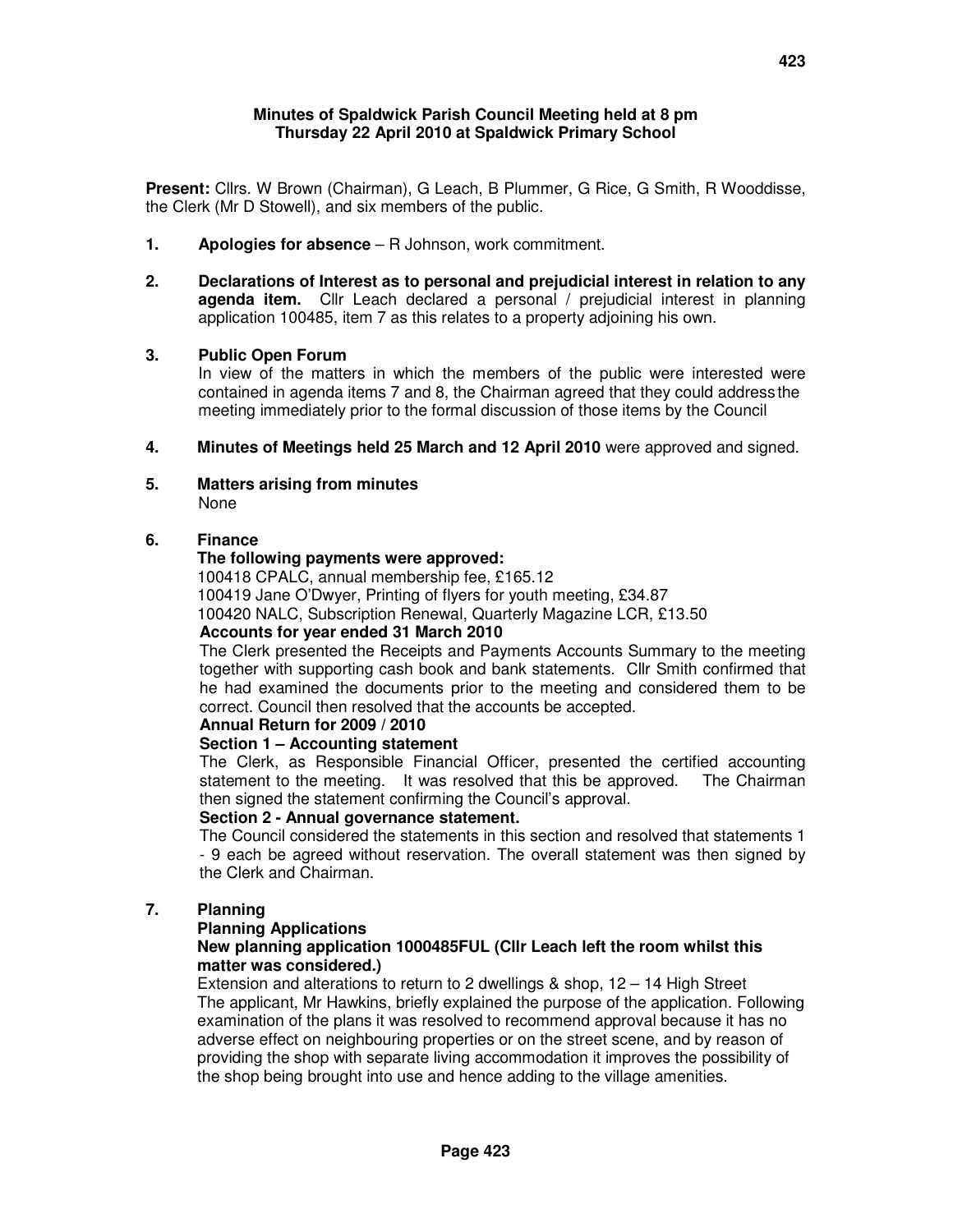**Minutes of Spaldwick Parish Council Meeting held at 8 pm**
**Thursday 22 April 2010 at Spaldwick Primary School**

**Present:** Cllrs. W Brown (Chairman), G Leach, B Plummer, G Rice, G Smith, R Wooddisse, the Clerk (Mr D Stowell), and six members of the public.

1. **Apologies for absence** – R Johnson, work commitment.

2. **Declarations of Interest as to personal and prejudicial interest in relation to any agenda item.** Cllr Leach declared a personal / prejudicial interest in planning application 100485, item 7 as this relates to a property adjoining his own.

3. **Public Open Forum**
   In view of the matters in which the members of the public were interested were contained in agenda items 7 and 8, the Chairman agreed that they could address the meeting immediately prior to the formal discussion of those items by the Council

4. **Minutes of Meetings held 25 March and 12 April 2010** were approved and signed.

5. **Matters arising from minutes**
   None

6. **Finance**
   **The following payments were approved:**
   100418 CPALC, annual membership fee, £165.12
   100419 Jane O'Dwyer, Printing of flyers for youth meeting, £34.87
   100420 NALC, Subscription Renewal, Quarterly Magazine LCR, £13.50
   **Accounts for year ended 31 March 2010**
   The Clerk presented the Receipts and Payments Accounts Summary to the meeting together with supporting cash book and bank statements. Cllr Smith confirmed that he had examined the documents prior to the meeting and considered them to be correct. Council then resolved that the accounts be accepted.
   **Annual Return for 2009 / 2010**
   **Section 1 – Accounting statement**
   The Clerk, as Responsible Financial Officer, presented the certified accounting statement to the meeting. It was resolved that this be approved. The Chairman then signed the statement confirming the Council's approval.
   **Section 2 - Annual governance statement.**
   The Council considered the statements in this section and resolved that statements 1 - 9 each be agreed without reservation. The overall statement was then signed by the Clerk and Chairman.

7. **Planning**
   **Planning Applications**
   **New planning application 1000485FUL (Cllr Leach left the room whilst this matter was considered.)**
   Extension and alterations to return to 2 dwellings & shop, 12 – 14 High Street
   The applicant, Mr Hawkins, briefly explained the purpose of the application. Following examination of the plans it was resolved to recommend approval because it has no adverse effect on neighbouring properties or on the street scene, and by reason of providing the shop with separate living accommodation it improves the possibility of the shop being brought into use and hence adding to the village amenities.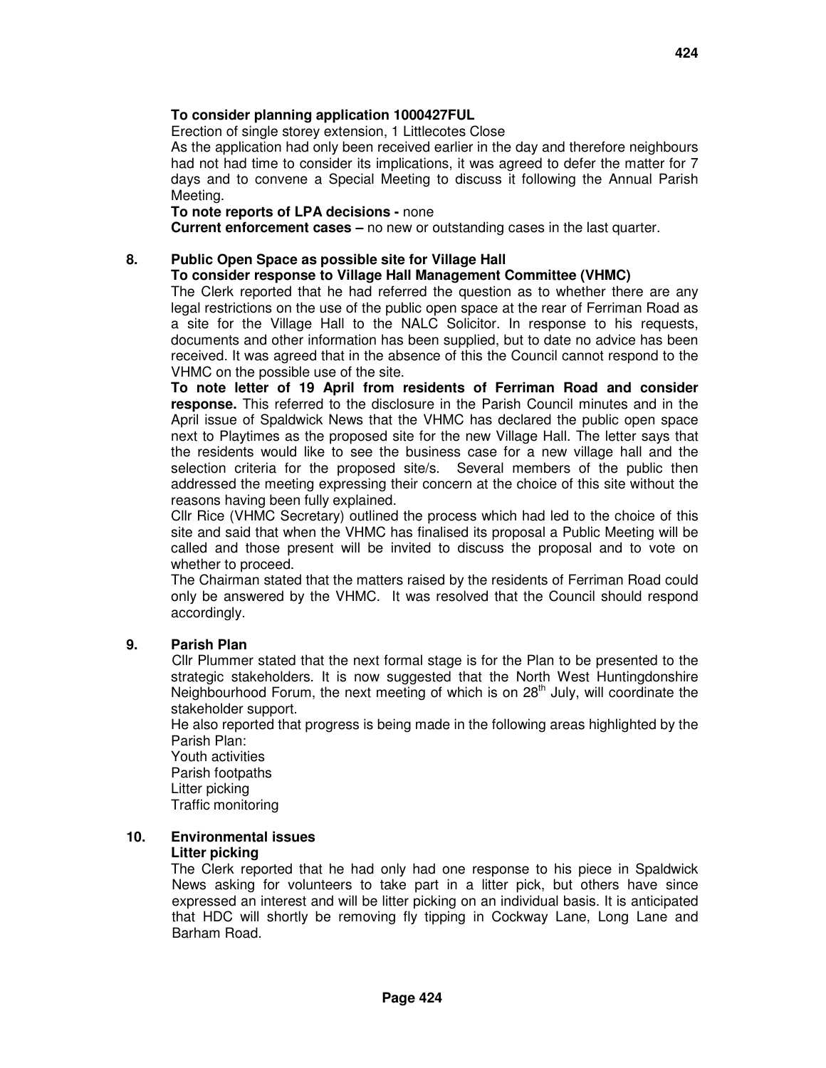**To consider planning application 1000427FUL**

Erection of single storey extension, 1 Littlecotes Close

As the application had only been received earlier in the day and therefore neighbours had not had time to consider its implications, it was agreed to defer the matter for 7 days and to convene a Special Meeting to discuss it following the Annual Parish Meeting.

**To note reports of LPA decisions -** none

**Current enforcement cases –** no new or outstanding cases in the last quarter.

## 8. Public Open Space as possible site for Village Hall

**To consider response to Village Hall Management Committee (VHMC)**

The Clerk reported that he had referred the question as to whether there are any legal restrictions on the use of the public open space at the rear of Ferriman Road as a site for the Village Hall to the NALC Solicitor. In response to his requests, documents and other information has been supplied, but to date no advice has been received. It was agreed that in the absence of this the Council cannot respond to the VHMC on the possible use of the site.

**To note letter of 19 April from residents of Ferriman Road and consider response.** This referred to the disclosure in the Parish Council minutes and in the April issue of Spaldwick News that the VHMC has declared the public open space next to Playtimes as the proposed site for the new Village Hall. The letter says that the residents would like to see the business case for a new village hall and the selection criteria for the proposed site/s. Several members of the public then addressed the meeting expressing their concern at the choice of this site without the reasons having been fully explained.

Cllr Rice (VHMC Secretary) outlined the process which had led to the choice of this site and said that when the VHMC has finalised its proposal a Public Meeting will be called and those present will be invited to discuss the proposal and to vote on whether to proceed.

The Chairman stated that the matters raised by the residents of Ferriman Road could only be answered by the VHMC. It was resolved that the Council should respond accordingly.

## 9. Parish Plan

Cllr Plummer stated that the next formal stage is for the Plan to be presented to the strategic stakeholders. It is now suggested that the North West Huntingdonshire Neighbourhood Forum, the next meeting of which is on 28th July, will coordinate the stakeholder support.

He also reported that progress is being made in the following areas highlighted by the Parish Plan:

Youth activities
Parish footpaths
Litter picking
Traffic monitoring

## 10. Environmental issues

**Litter picking**

The Clerk reported that he had only had one response to his piece in Spaldwick News asking for volunteers to take part in a litter pick, but others have since expressed an interest and will be litter picking on an individual basis. It is anticipated that HDC will shortly be removing fly tipping in Cockway Lane, Long Lane and Barham Road.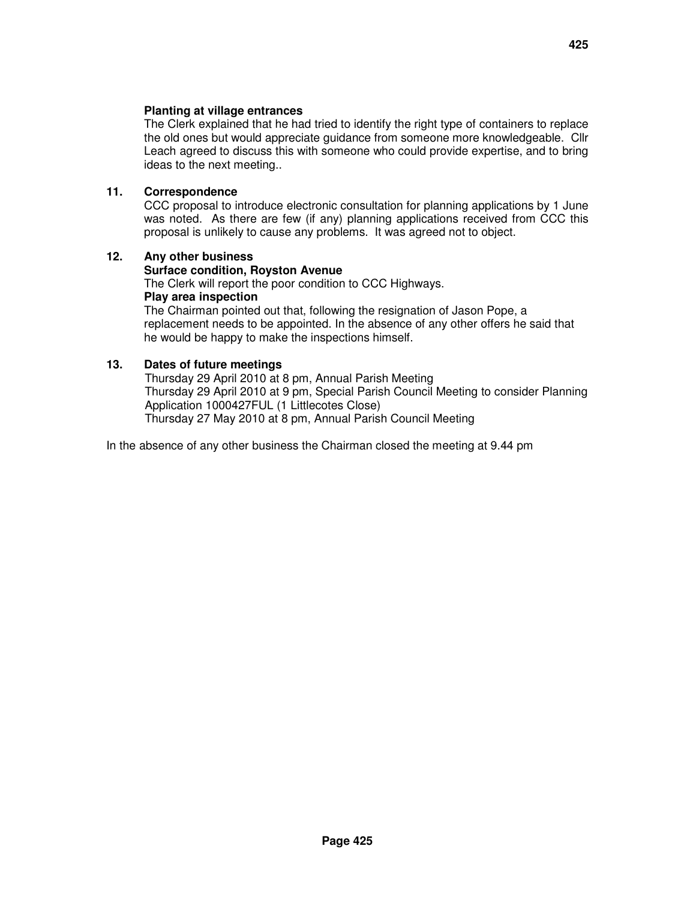**Planting at village entrances**

The Clerk explained that he had tried to identify the right type of containers to replace the old ones but would appreciate guidance from someone more knowledgeable. Cllr Leach agreed to discuss this with someone who could provide expertise, and to bring ideas to the next meeting..

**11. Correspondence**

CCC proposal to introduce electronic consultation for planning applications by 1 June was noted. As there are few (if any) planning applications received from CCC this proposal is unlikely to cause any problems. It was agreed not to object.

**12. Any other business**

**Surface condition, Royston Avenue**

The Clerk will report the poor condition to CCC Highways.

**Play area inspection**

The Chairman pointed out that, following the resignation of Jason Pope, a replacement needs to be appointed. In the absence of any other offers he said that he would be happy to make the inspections himself.

**13. Dates of future meetings**

Thursday 29 April 2010 at 8 pm, Annual Parish Meeting
Thursday 29 April 2010 at 9 pm, Special Parish Council Meeting to consider Planning Application 1000427FUL (1 Littlecotes Close)
Thursday 27 May 2010 at 8 pm, Annual Parish Council Meeting

In the absence of any other business the Chairman closed the meeting at 9.44 pm